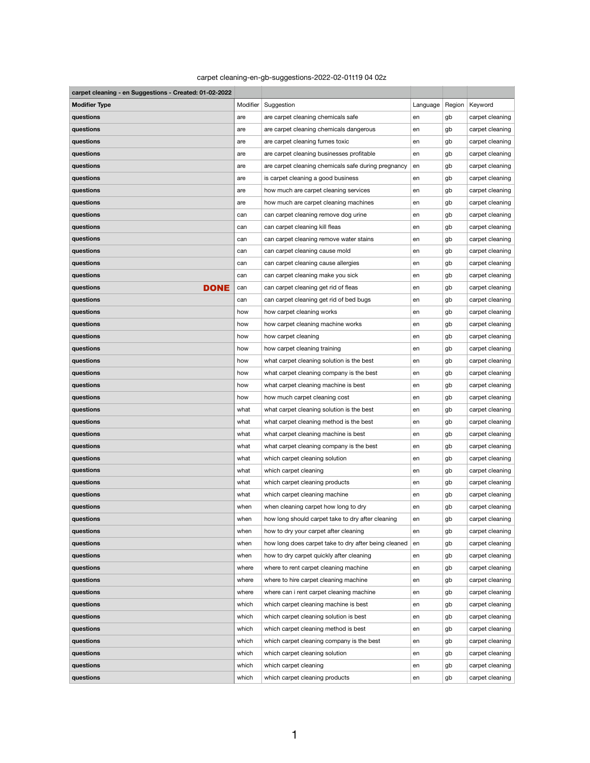carpet cleaning-en-gb-suggestions-2022-02-01t19 04 02z

| carpet cleaning - en Suggestions - Created: 01-02-2022 | | | | | |
|---|---|---|---|---|---|
| **Modifier Type** | Modifier | Suggestion | Language | Region | Keyword |
| **questions** | are | are carpet cleaning chemicals safe | en | gb | carpet cleaning |
| **questions** | are | are carpet cleaning chemicals dangerous | en | gb | carpet cleaning |
| **questions** | are | are carpet cleaning fumes toxic | en | gb | carpet cleaning |
| **questions** | are | are carpet cleaning businesses profitable | en | gb | carpet cleaning |
| **questions** | are | are carpet cleaning chemicals safe during pregnancy | en | gb | carpet cleaning |
| **questions** | are | is carpet cleaning a good business | en | gb | carpet cleaning |
| **questions** | are | how much are carpet cleaning services | en | gb | carpet cleaning |
| **questions** | are | how much are carpet cleaning machines | en | gb | carpet cleaning |
| **questions** | can | can carpet cleaning remove dog urine | en | gb | carpet cleaning |
| **questions** | can | can carpet cleaning kill fleas | en | gb | carpet cleaning |
| **questions** | can | can carpet cleaning remove water stains | en | gb | carpet cleaning |
| **questions** | can | can carpet cleaning cause mold | en | gb | carpet cleaning |
| **questions** | can | can carpet cleaning cause allergies | en | gb | carpet cleaning |
| **questions** | can | can carpet cleaning make you sick | en | gb | carpet cleaning |
| **questions** DONE | can | can carpet cleaning get rid of fleas | en | gb | carpet cleaning |
| **questions** | can | can carpet cleaning get rid of bed bugs | en | gb | carpet cleaning |
| **questions** | how | how carpet cleaning works | en | gb | carpet cleaning |
| **questions** | how | how carpet cleaning machine works | en | gb | carpet cleaning |
| **questions** | how | how carpet cleaning | en | gb | carpet cleaning |
| **questions** | how | how carpet cleaning training | en | gb | carpet cleaning |
| **questions** | how | what carpet cleaning solution is the best | en | gb | carpet cleaning |
| **questions** | how | what carpet cleaning company is the best | en | gb | carpet cleaning |
| **questions** | how | what carpet cleaning machine is best | en | gb | carpet cleaning |
| **questions** | how | how much carpet cleaning cost | en | gb | carpet cleaning |
| **questions** | what | what carpet cleaning solution is the best | en | gb | carpet cleaning |
| **questions** | what | what carpet cleaning method is the best | en | gb | carpet cleaning |
| **questions** | what | what carpet cleaning machine is best | en | gb | carpet cleaning |
| **questions** | what | what carpet cleaning company is the best | en | gb | carpet cleaning |
| **questions** | what | which carpet cleaning solution | en | gb | carpet cleaning |
| **questions** | what | which carpet cleaning | en | gb | carpet cleaning |
| **questions** | what | which carpet cleaning products | en | gb | carpet cleaning |
| **questions** | what | which carpet cleaning machine | en | gb | carpet cleaning |
| **questions** | when | when cleaning carpet how long to dry | en | gb | carpet cleaning |
| **questions** | when | how long should carpet take to dry after cleaning | en | gb | carpet cleaning |
| **questions** | when | how to dry your carpet after cleaning | en | gb | carpet cleaning |
| **questions** | when | how long does carpet take to dry after being cleaned | en | gb | carpet cleaning |
| **questions** | when | how to dry carpet quickly after cleaning | en | gb | carpet cleaning |
| **questions** | where | where to rent carpet cleaning machine | en | gb | carpet cleaning |
| **questions** | where | where to hire carpet cleaning machine | en | gb | carpet cleaning |
| **questions** | where | where can i rent carpet cleaning machine | en | gb | carpet cleaning |
| **questions** | which | which carpet cleaning machine is best | en | gb | carpet cleaning |
| **questions** | which | which carpet cleaning solution is best | en | gb | carpet cleaning |
| **questions** | which | which carpet cleaning method is best | en | gb | carpet cleaning |
| **questions** | which | which carpet cleaning company is the best | en | gb | carpet cleaning |
| **questions** | which | which carpet cleaning solution | en | gb | carpet cleaning |
| **questions** | which | which carpet cleaning | en | gb | carpet cleaning |
| **questions** | which | which carpet cleaning products | en | gb | carpet cleaning |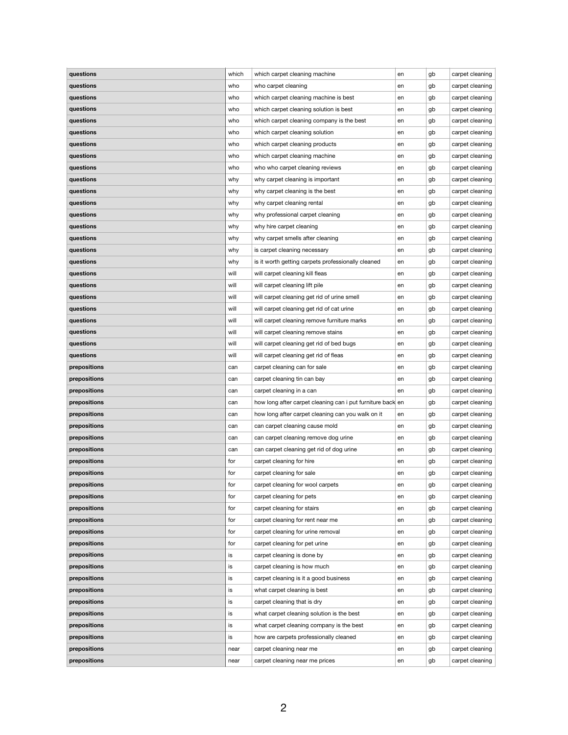| questions | which | which carpet cleaning machine | en | gb | carpet cleaning |
|---|---|---|---|---|---|
| questions | who | who carpet cleaning | en | gb | carpet cleaning |
| questions | who | which carpet cleaning machine is best | en | gb | carpet cleaning |
| questions | who | which carpet cleaning solution is best | en | gb | carpet cleaning |
| questions | who | which carpet cleaning company is the best | en | gb | carpet cleaning |
| questions | who | which carpet cleaning solution | en | gb | carpet cleaning |
| questions | who | which carpet cleaning products | en | gb | carpet cleaning |
| questions | who | which carpet cleaning machine | en | gb | carpet cleaning |
| questions | who | who who carpet cleaning reviews | en | gb | carpet cleaning |
| questions | why | why carpet cleaning is important | en | gb | carpet cleaning |
| questions | why | why carpet cleaning is the best | en | gb | carpet cleaning |
| questions | why | why carpet cleaning rental | en | gb | carpet cleaning |
| questions | why | why professional carpet cleaning | en | gb | carpet cleaning |
| questions | why | why hire carpet cleaning | en | gb | carpet cleaning |
| questions | why | why carpet smells after cleaning | en | gb | carpet cleaning |
| questions | why | is carpet cleaning necessary | en | gb | carpet cleaning |
| questions | why | is it worth getting carpets professionally cleaned | en | gb | carpet cleaning |
| questions | will | will carpet cleaning kill fleas | en | gb | carpet cleaning |
| questions | will | will carpet cleaning lift pile | en | gb | carpet cleaning |
| questions | will | will carpet cleaning get rid of urine smell | en | gb | carpet cleaning |
| questions | will | will carpet cleaning get rid of cat urine | en | gb | carpet cleaning |
| questions | will | will carpet cleaning remove furniture marks | en | gb | carpet cleaning |
| questions | will | will carpet cleaning remove stains | en | gb | carpet cleaning |
| questions | will | will carpet cleaning get rid of bed bugs | en | gb | carpet cleaning |
| questions | will | will carpet cleaning get rid of fleas | en | gb | carpet cleaning |
| prepositions | can | carpet cleaning can for sale | en | gb | carpet cleaning |
| prepositions | can | carpet cleaning tin can bay | en | gb | carpet cleaning |
| prepositions | can | carpet cleaning in a can | en | gb | carpet cleaning |
| prepositions | can | how long after carpet cleaning can i put furniture back | en | gb | carpet cleaning |
| prepositions | can | how long after carpet cleaning can you walk on it | en | gb | carpet cleaning |
| prepositions | can | can carpet cleaning cause mold | en | gb | carpet cleaning |
| prepositions | can | can carpet cleaning remove dog urine | en | gb | carpet cleaning |
| prepositions | can | can carpet cleaning get rid of dog urine | en | gb | carpet cleaning |
| prepositions | for | carpet cleaning for hire | en | gb | carpet cleaning |
| prepositions | for | carpet cleaning for sale | en | gb | carpet cleaning |
| prepositions | for | carpet cleaning for wool carpets | en | gb | carpet cleaning |
| prepositions | for | carpet cleaning for pets | en | gb | carpet cleaning |
| prepositions | for | carpet cleaning for stairs | en | gb | carpet cleaning |
| prepositions | for | carpet cleaning for rent near me | en | gb | carpet cleaning |
| prepositions | for | carpet cleaning for urine removal | en | gb | carpet cleaning |
| prepositions | for | carpet cleaning for pet urine | en | gb | carpet cleaning |
| prepositions | is | carpet cleaning is done by | en | gb | carpet cleaning |
| prepositions | is | carpet cleaning is how much | en | gb | carpet cleaning |
| prepositions | is | carpet cleaning is it a good business | en | gb | carpet cleaning |
| prepositions | is | what carpet cleaning is best | en | gb | carpet cleaning |
| prepositions | is | carpet cleaning that is dry | en | gb | carpet cleaning |
| prepositions | is | what carpet cleaning solution is the best | en | gb | carpet cleaning |
| prepositions | is | what carpet cleaning company is the best | en | gb | carpet cleaning |
| prepositions | is | how are carpets professionally cleaned | en | gb | carpet cleaning |
| prepositions | near | carpet cleaning near me | en | gb | carpet cleaning |
| prepositions | near | carpet cleaning near me prices | en | gb | carpet cleaning |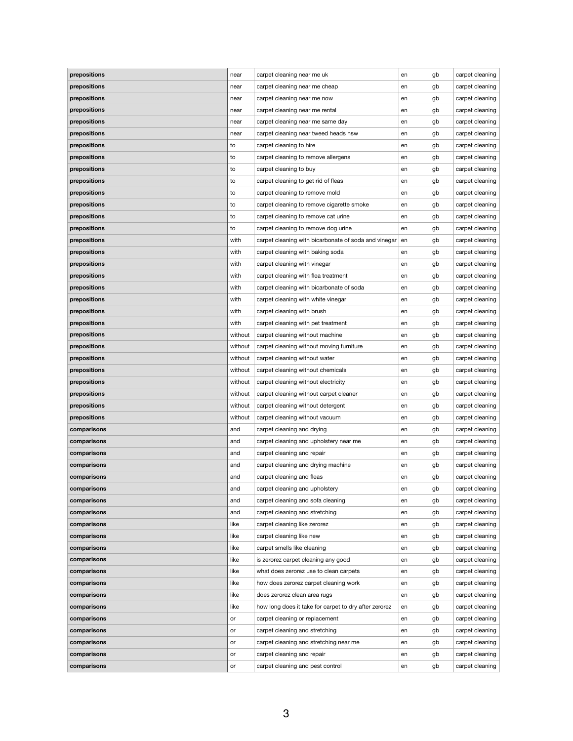| | | | | | |
|---|---|---|---|---|---|
| **prepositions** | near | carpet cleaning near me uk | en | gb | carpet cleaning |
| **prepositions** | near | carpet cleaning near me cheap | en | gb | carpet cleaning |
| **prepositions** | near | carpet cleaning near me now | en | gb | carpet cleaning |
| **prepositions** | near | carpet cleaning near me rental | en | gb | carpet cleaning |
| **prepositions** | near | carpet cleaning near me same day | en | gb | carpet cleaning |
| **prepositions** | near | carpet cleaning near tweed heads nsw | en | gb | carpet cleaning |
| **prepositions** | to | carpet cleaning to hire | en | gb | carpet cleaning |
| **prepositions** | to | carpet cleaning to remove allergens | en | gb | carpet cleaning |
| **prepositions** | to | carpet cleaning to buy | en | gb | carpet cleaning |
| **prepositions** | to | carpet cleaning to get rid of fleas | en | gb | carpet cleaning |
| **prepositions** | to | carpet cleaning to remove mold | en | gb | carpet cleaning |
| **prepositions** | to | carpet cleaning to remove cigarette smoke | en | gb | carpet cleaning |
| **prepositions** | to | carpet cleaning to remove cat urine | en | gb | carpet cleaning |
| **prepositions** | to | carpet cleaning to remove dog urine | en | gb | carpet cleaning |
| **prepositions** | with | carpet cleaning with bicarbonate of soda and vinegar | en | gb | carpet cleaning |
| **prepositions** | with | carpet cleaning with baking soda | en | gb | carpet cleaning |
| **prepositions** | with | carpet cleaning with vinegar | en | gb | carpet cleaning |
| **prepositions** | with | carpet cleaning with flea treatment | en | gb | carpet cleaning |
| **prepositions** | with | carpet cleaning with bicarbonate of soda | en | gb | carpet cleaning |
| **prepositions** | with | carpet cleaning with white vinegar | en | gb | carpet cleaning |
| **prepositions** | with | carpet cleaning with brush | en | gb | carpet cleaning |
| **prepositions** | with | carpet cleaning with pet treatment | en | gb | carpet cleaning |
| **prepositions** | without | carpet cleaning without machine | en | gb | carpet cleaning |
| **prepositions** | without | carpet cleaning without moving furniture | en | gb | carpet cleaning |
| **prepositions** | without | carpet cleaning without water | en | gb | carpet cleaning |
| **prepositions** | without | carpet cleaning without chemicals | en | gb | carpet cleaning |
| **prepositions** | without | carpet cleaning without electricity | en | gb | carpet cleaning |
| **prepositions** | without | carpet cleaning without carpet cleaner | en | gb | carpet cleaning |
| **prepositions** | without | carpet cleaning without detergent | en | gb | carpet cleaning |
| **prepositions** | without | carpet cleaning without vacuum | en | gb | carpet cleaning |
| **comparisons** | and | carpet cleaning and drying | en | gb | carpet cleaning |
| **comparisons** | and | carpet cleaning and upholstery near me | en | gb | carpet cleaning |
| **comparisons** | and | carpet cleaning and repair | en | gb | carpet cleaning |
| **comparisons** | and | carpet cleaning and drying machine | en | gb | carpet cleaning |
| **comparisons** | and | carpet cleaning and fleas | en | gb | carpet cleaning |
| **comparisons** | and | carpet cleaning and upholstery | en | gb | carpet cleaning |
| **comparisons** | and | carpet cleaning and sofa cleaning | en | gb | carpet cleaning |
| **comparisons** | and | carpet cleaning and stretching | en | gb | carpet cleaning |
| **comparisons** | like | carpet cleaning like zerorez | en | gb | carpet cleaning |
| **comparisons** | like | carpet cleaning like new | en | gb | carpet cleaning |
| **comparisons** | like | carpet smells like cleaning | en | gb | carpet cleaning |
| **comparisons** | like | is zerorez carpet cleaning any good | en | gb | carpet cleaning |
| **comparisons** | like | what does zerorez use to clean carpets | en | gb | carpet cleaning |
| **comparisons** | like | how does zerorez carpet cleaning work | en | gb | carpet cleaning |
| **comparisons** | like | does zerorez clean area rugs | en | gb | carpet cleaning |
| **comparisons** | like | how long does it take for carpet to dry after zerorez | en | gb | carpet cleaning |
| **comparisons** | or | carpet cleaning or replacement | en | gb | carpet cleaning |
| **comparisons** | or | carpet cleaning and stretching | en | gb | carpet cleaning |
| **comparisons** | or | carpet cleaning and stretching near me | en | gb | carpet cleaning |
| **comparisons** | or | carpet cleaning and repair | en | gb | carpet cleaning |
| **comparisons** | or | carpet cleaning and pest control | en | gb | carpet cleaning |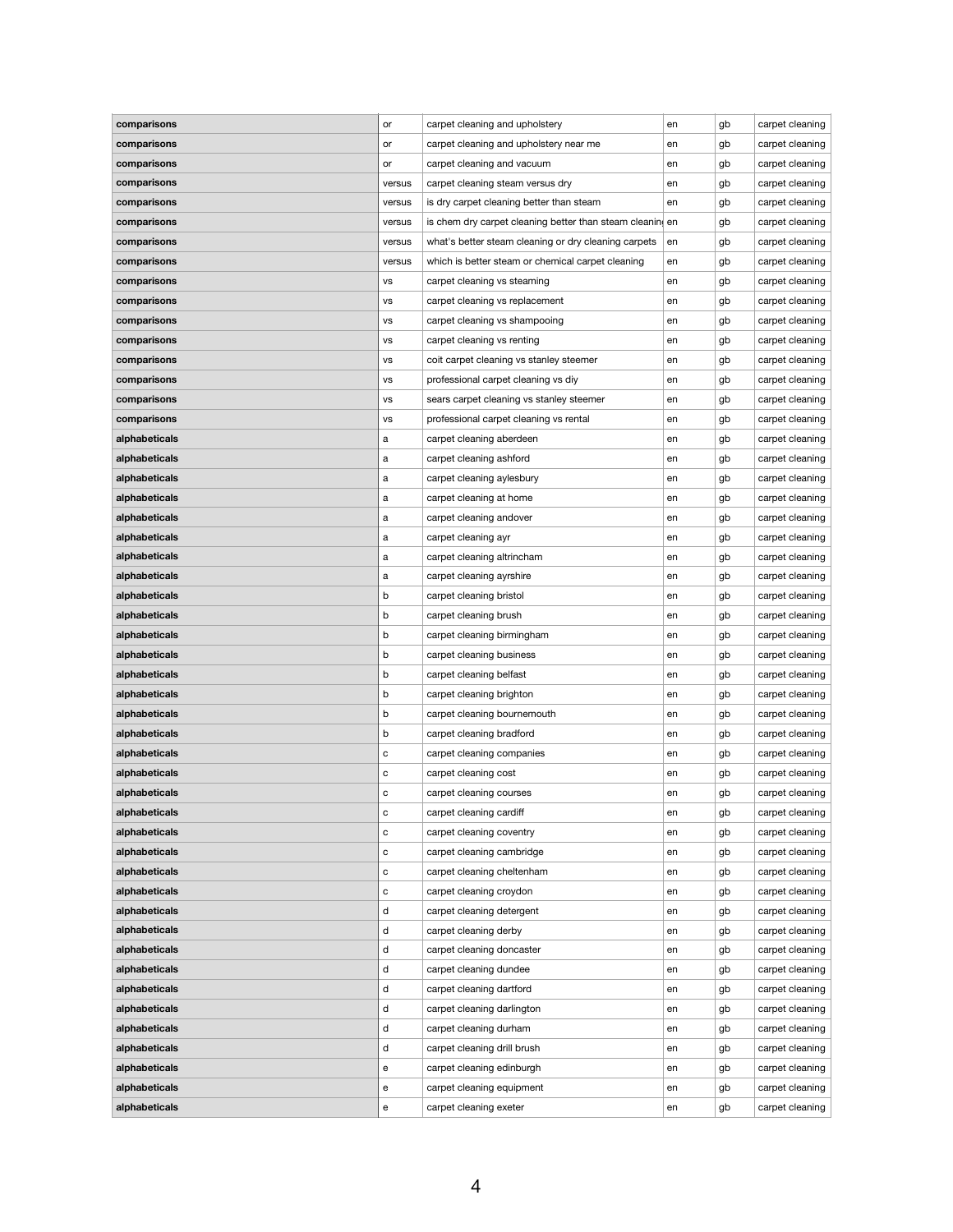| comparisons | or | carpet cleaning and upholstery | en | gb | carpet cleaning |
|---|---|---|---|---|---|
| comparisons | or | carpet cleaning and upholstery near me | en | gb | carpet cleaning |
| comparisons | or | carpet cleaning and vacuum | en | gb | carpet cleaning |
| comparisons | versus | carpet cleaning steam versus dry | en | gb | carpet cleaning |
| comparisons | versus | is dry carpet cleaning better than steam | en | gb | carpet cleaning |
| comparisons | versus | is chem dry carpet cleaning better than steam cleaning | en | gb | carpet cleaning |
| comparisons | versus | what's better steam cleaning or dry cleaning carpets | en | gb | carpet cleaning |
| comparisons | versus | which is better steam or chemical carpet cleaning | en | gb | carpet cleaning |
| comparisons | vs | carpet cleaning vs steaming | en | gb | carpet cleaning |
| comparisons | vs | carpet cleaning vs replacement | en | gb | carpet cleaning |
| comparisons | vs | carpet cleaning vs shampooing | en | gb | carpet cleaning |
| comparisons | vs | carpet cleaning vs renting | en | gb | carpet cleaning |
| comparisons | vs | coit carpet cleaning vs stanley steemer | en | gb | carpet cleaning |
| comparisons | vs | professional carpet cleaning vs diy | en | gb | carpet cleaning |
| comparisons | vs | sears carpet cleaning vs stanley steemer | en | gb | carpet cleaning |
| comparisons | vs | professional carpet cleaning vs rental | en | gb | carpet cleaning |
| alphabeticals | a | carpet cleaning aberdeen | en | gb | carpet cleaning |
| alphabeticals | a | carpet cleaning ashford | en | gb | carpet cleaning |
| alphabeticals | a | carpet cleaning aylesbury | en | gb | carpet cleaning |
| alphabeticals | a | carpet cleaning at home | en | gb | carpet cleaning |
| alphabeticals | a | carpet cleaning andover | en | gb | carpet cleaning |
| alphabeticals | a | carpet cleaning ayr | en | gb | carpet cleaning |
| alphabeticals | a | carpet cleaning altrincham | en | gb | carpet cleaning |
| alphabeticals | a | carpet cleaning ayrshire | en | gb | carpet cleaning |
| alphabeticals | b | carpet cleaning bristol | en | gb | carpet cleaning |
| alphabeticals | b | carpet cleaning brush | en | gb | carpet cleaning |
| alphabeticals | b | carpet cleaning birmingham | en | gb | carpet cleaning |
| alphabeticals | b | carpet cleaning business | en | gb | carpet cleaning |
| alphabeticals | b | carpet cleaning belfast | en | gb | carpet cleaning |
| alphabeticals | b | carpet cleaning brighton | en | gb | carpet cleaning |
| alphabeticals | b | carpet cleaning bournemouth | en | gb | carpet cleaning |
| alphabeticals | b | carpet cleaning bradford | en | gb | carpet cleaning |
| alphabeticals | c | carpet cleaning companies | en | gb | carpet cleaning |
| alphabeticals | c | carpet cleaning cost | en | gb | carpet cleaning |
| alphabeticals | c | carpet cleaning courses | en | gb | carpet cleaning |
| alphabeticals | c | carpet cleaning cardiff | en | gb | carpet cleaning |
| alphabeticals | c | carpet cleaning coventry | en | gb | carpet cleaning |
| alphabeticals | c | carpet cleaning cambridge | en | gb | carpet cleaning |
| alphabeticals | c | carpet cleaning cheltenham | en | gb | carpet cleaning |
| alphabeticals | c | carpet cleaning croydon | en | gb | carpet cleaning |
| alphabeticals | d | carpet cleaning detergent | en | gb | carpet cleaning |
| alphabeticals | d | carpet cleaning derby | en | gb | carpet cleaning |
| alphabeticals | d | carpet cleaning doncaster | en | gb | carpet cleaning |
| alphabeticals | d | carpet cleaning dundee | en | gb | carpet cleaning |
| alphabeticals | d | carpet cleaning dartford | en | gb | carpet cleaning |
| alphabeticals | d | carpet cleaning darlington | en | gb | carpet cleaning |
| alphabeticals | d | carpet cleaning durham | en | gb | carpet cleaning |
| alphabeticals | d | carpet cleaning drill brush | en | gb | carpet cleaning |
| alphabeticals | e | carpet cleaning edinburgh | en | gb | carpet cleaning |
| alphabeticals | e | carpet cleaning equipment | en | gb | carpet cleaning |
| alphabeticals | e | carpet cleaning exeter | en | gb | carpet cleaning |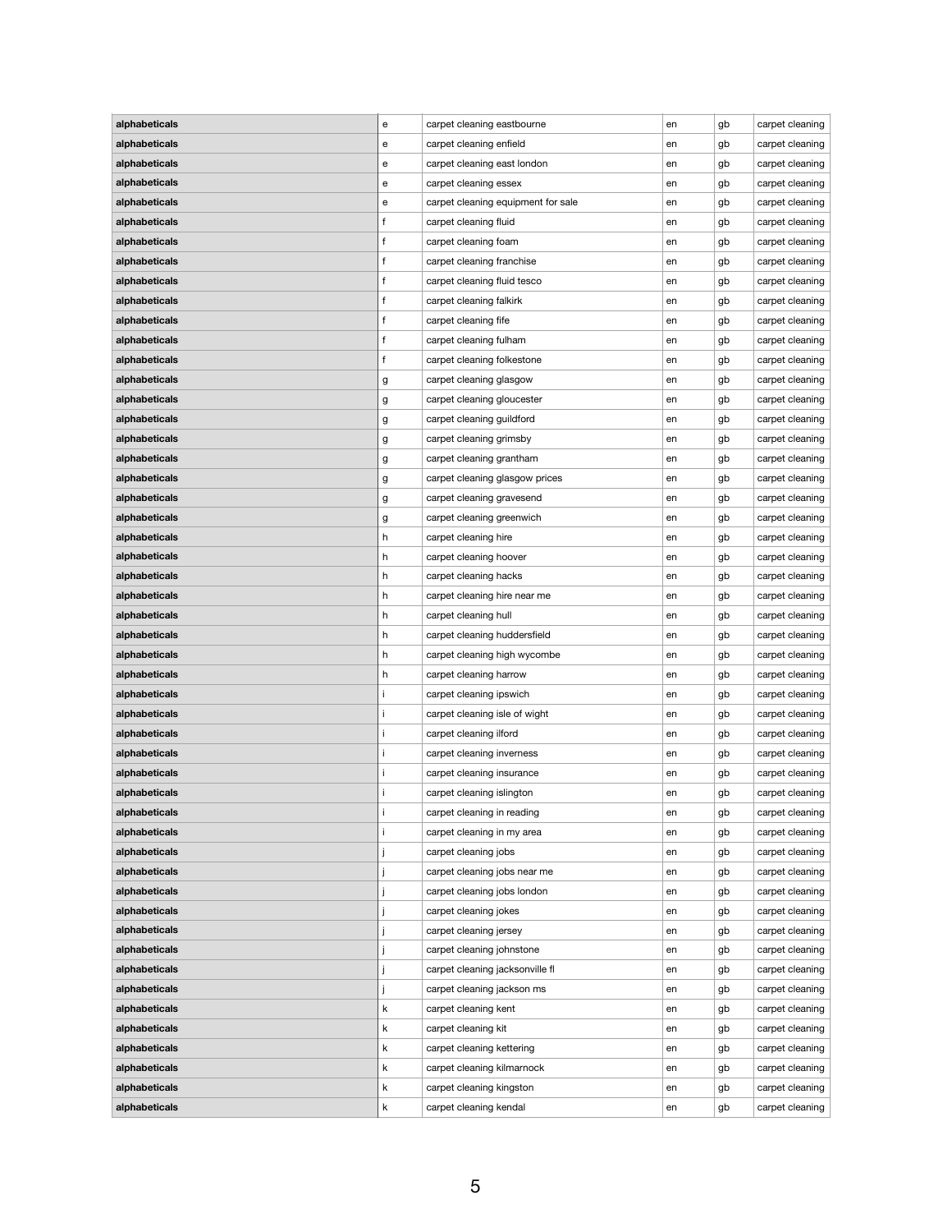| | | | | | |
|---|---|---|---|---|---|
| **alphabeticals** | e | carpet cleaning eastbourne | en | gb | carpet cleaning |
| **alphabeticals** | e | carpet cleaning enfield | en | gb | carpet cleaning |
| **alphabeticals** | e | carpet cleaning east london | en | gb | carpet cleaning |
| **alphabeticals** | e | carpet cleaning essex | en | gb | carpet cleaning |
| **alphabeticals** | e | carpet cleaning equipment for sale | en | gb | carpet cleaning |
| **alphabeticals** | f | carpet cleaning fluid | en | gb | carpet cleaning |
| **alphabeticals** | f | carpet cleaning foam | en | gb | carpet cleaning |
| **alphabeticals** | f | carpet cleaning franchise | en | gb | carpet cleaning |
| **alphabeticals** | f | carpet cleaning fluid tesco | en | gb | carpet cleaning |
| **alphabeticals** | f | carpet cleaning falkirk | en | gb | carpet cleaning |
| **alphabeticals** | f | carpet cleaning fife | en | gb | carpet cleaning |
| **alphabeticals** | f | carpet cleaning fulham | en | gb | carpet cleaning |
| **alphabeticals** | f | carpet cleaning folkestone | en | gb | carpet cleaning |
| **alphabeticals** | g | carpet cleaning glasgow | en | gb | carpet cleaning |
| **alphabeticals** | g | carpet cleaning gloucester | en | gb | carpet cleaning |
| **alphabeticals** | g | carpet cleaning guildford | en | gb | carpet cleaning |
| **alphabeticals** | g | carpet cleaning grimsby | en | gb | carpet cleaning |
| **alphabeticals** | g | carpet cleaning grantham | en | gb | carpet cleaning |
| **alphabeticals** | g | carpet cleaning glasgow prices | en | gb | carpet cleaning |
| **alphabeticals** | g | carpet cleaning gravesend | en | gb | carpet cleaning |
| **alphabeticals** | g | carpet cleaning greenwich | en | gb | carpet cleaning |
| **alphabeticals** | h | carpet cleaning hire | en | gb | carpet cleaning |
| **alphabeticals** | h | carpet cleaning hoover | en | gb | carpet cleaning |
| **alphabeticals** | h | carpet cleaning hacks | en | gb | carpet cleaning |
| **alphabeticals** | h | carpet cleaning hire near me | en | gb | carpet cleaning |
| **alphabeticals** | h | carpet cleaning hull | en | gb | carpet cleaning |
| **alphabeticals** | h | carpet cleaning huddersfield | en | gb | carpet cleaning |
| **alphabeticals** | h | carpet cleaning high wycombe | en | gb | carpet cleaning |
| **alphabeticals** | h | carpet cleaning harrow | en | gb | carpet cleaning |
| **alphabeticals** | i | carpet cleaning ipswich | en | gb | carpet cleaning |
| **alphabeticals** | i | carpet cleaning isle of wight | en | gb | carpet cleaning |
| **alphabeticals** | i | carpet cleaning ilford | en | gb | carpet cleaning |
| **alphabeticals** | i | carpet cleaning inverness | en | gb | carpet cleaning |
| **alphabeticals** | i | carpet cleaning insurance | en | gb | carpet cleaning |
| **alphabeticals** | i | carpet cleaning islington | en | gb | carpet cleaning |
| **alphabeticals** | i | carpet cleaning in reading | en | gb | carpet cleaning |
| **alphabeticals** | i | carpet cleaning in my area | en | gb | carpet cleaning |
| **alphabeticals** | j | carpet cleaning jobs | en | gb | carpet cleaning |
| **alphabeticals** | j | carpet cleaning jobs near me | en | gb | carpet cleaning |
| **alphabeticals** | j | carpet cleaning jobs london | en | gb | carpet cleaning |
| **alphabeticals** | j | carpet cleaning jokes | en | gb | carpet cleaning |
| **alphabeticals** | j | carpet cleaning jersey | en | gb | carpet cleaning |
| **alphabeticals** | j | carpet cleaning johnstone | en | gb | carpet cleaning |
| **alphabeticals** | j | carpet cleaning jacksonville fl | en | gb | carpet cleaning |
| **alphabeticals** | j | carpet cleaning jackson ms | en | gb | carpet cleaning |
| **alphabeticals** | k | carpet cleaning kent | en | gb | carpet cleaning |
| **alphabeticals** | k | carpet cleaning kit | en | gb | carpet cleaning |
| **alphabeticals** | k | carpet cleaning kettering | en | gb | carpet cleaning |
| **alphabeticals** | k | carpet cleaning kilmarnock | en | gb | carpet cleaning |
| **alphabeticals** | k | carpet cleaning kingston | en | gb | carpet cleaning |
| **alphabeticals** | k | carpet cleaning kendal | en | gb | carpet cleaning |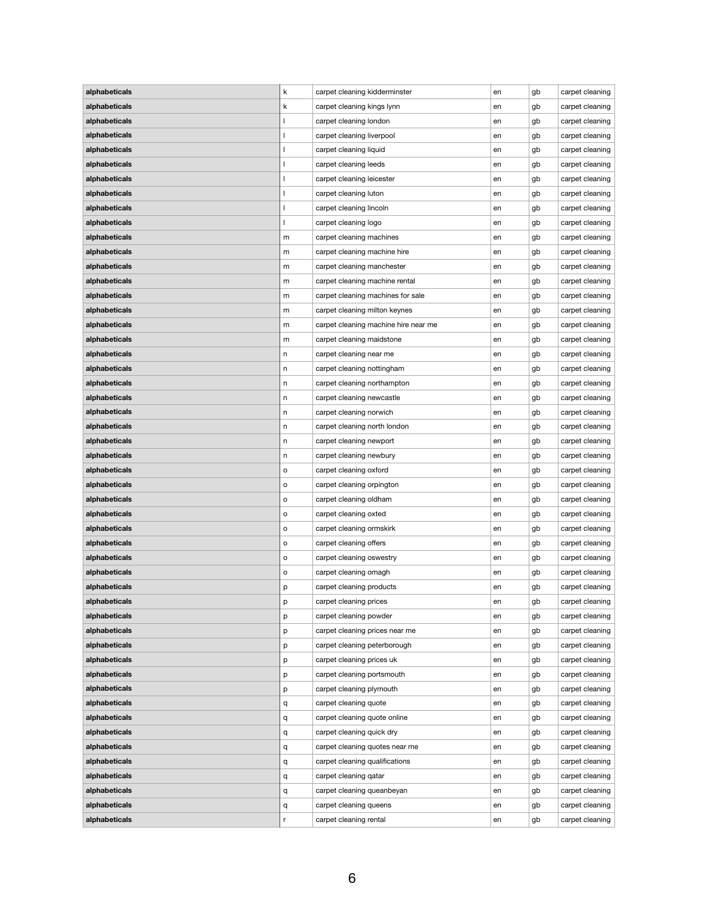| | | | | | |
|---|---|---|---|---|---|
| **alphabeticals** | k | carpet cleaning kidderminster | en | gb | carpet cleaning |
| **alphabeticals** | k | carpet cleaning kings lynn | en | gb | carpet cleaning |
| **alphabeticals** | l | carpet cleaning london | en | gb | carpet cleaning |
| **alphabeticals** | l | carpet cleaning liverpool | en | gb | carpet cleaning |
| **alphabeticals** | l | carpet cleaning liquid | en | gb | carpet cleaning |
| **alphabeticals** | l | carpet cleaning leeds | en | gb | carpet cleaning |
| **alphabeticals** | l | carpet cleaning leicester | en | gb | carpet cleaning |
| **alphabeticals** | l | carpet cleaning luton | en | gb | carpet cleaning |
| **alphabeticals** | l | carpet cleaning lincoln | en | gb | carpet cleaning |
| **alphabeticals** | l | carpet cleaning logo | en | gb | carpet cleaning |
| **alphabeticals** | m | carpet cleaning machines | en | gb | carpet cleaning |
| **alphabeticals** | m | carpet cleaning machine hire | en | gb | carpet cleaning |
| **alphabeticals** | m | carpet cleaning manchester | en | gb | carpet cleaning |
| **alphabeticals** | m | carpet cleaning machine rental | en | gb | carpet cleaning |
| **alphabeticals** | m | carpet cleaning machines for sale | en | gb | carpet cleaning |
| **alphabeticals** | m | carpet cleaning milton keynes | en | gb | carpet cleaning |
| **alphabeticals** | m | carpet cleaning machine hire near me | en | gb | carpet cleaning |
| **alphabeticals** | m | carpet cleaning maidstone | en | gb | carpet cleaning |
| **alphabeticals** | n | carpet cleaning near me | en | gb | carpet cleaning |
| **alphabeticals** | n | carpet cleaning nottingham | en | gb | carpet cleaning |
| **alphabeticals** | n | carpet cleaning northampton | en | gb | carpet cleaning |
| **alphabeticals** | n | carpet cleaning newcastle | en | gb | carpet cleaning |
| **alphabeticals** | n | carpet cleaning norwich | en | gb | carpet cleaning |
| **alphabeticals** | n | carpet cleaning north london | en | gb | carpet cleaning |
| **alphabeticals** | n | carpet cleaning newport | en | gb | carpet cleaning |
| **alphabeticals** | n | carpet cleaning newbury | en | gb | carpet cleaning |
| **alphabeticals** | o | carpet cleaning oxford | en | gb | carpet cleaning |
| **alphabeticals** | o | carpet cleaning orpington | en | gb | carpet cleaning |
| **alphabeticals** | o | carpet cleaning oldham | en | gb | carpet cleaning |
| **alphabeticals** | o | carpet cleaning oxted | en | gb | carpet cleaning |
| **alphabeticals** | o | carpet cleaning ormskirk | en | gb | carpet cleaning |
| **alphabeticals** | o | carpet cleaning offers | en | gb | carpet cleaning |
| **alphabeticals** | o | carpet cleaning oswestry | en | gb | carpet cleaning |
| **alphabeticals** | o | carpet cleaning omagh | en | gb | carpet cleaning |
| **alphabeticals** | p | carpet cleaning products | en | gb | carpet cleaning |
| **alphabeticals** | p | carpet cleaning prices | en | gb | carpet cleaning |
| **alphabeticals** | p | carpet cleaning powder | en | gb | carpet cleaning |
| **alphabeticals** | p | carpet cleaning prices near me | en | gb | carpet cleaning |
| **alphabeticals** | p | carpet cleaning peterborough | en | gb | carpet cleaning |
| **alphabeticals** | p | carpet cleaning prices uk | en | gb | carpet cleaning |
| **alphabeticals** | p | carpet cleaning portsmouth | en | gb | carpet cleaning |
| **alphabeticals** | p | carpet cleaning plymouth | en | gb | carpet cleaning |
| **alphabeticals** | q | carpet cleaning quote | en | gb | carpet cleaning |
| **alphabeticals** | q | carpet cleaning quote online | en | gb | carpet cleaning |
| **alphabeticals** | q | carpet cleaning quick dry | en | gb | carpet cleaning |
| **alphabeticals** | q | carpet cleaning quotes near me | en | gb | carpet cleaning |
| **alphabeticals** | q | carpet cleaning qualifications | en | gb | carpet cleaning |
| **alphabeticals** | q | carpet cleaning qatar | en | gb | carpet cleaning |
| **alphabeticals** | q | carpet cleaning queanbeyan | en | gb | carpet cleaning |
| **alphabeticals** | q | carpet cleaning queens | en | gb | carpet cleaning |
| **alphabeticals** | r | carpet cleaning rental | en | gb | carpet cleaning |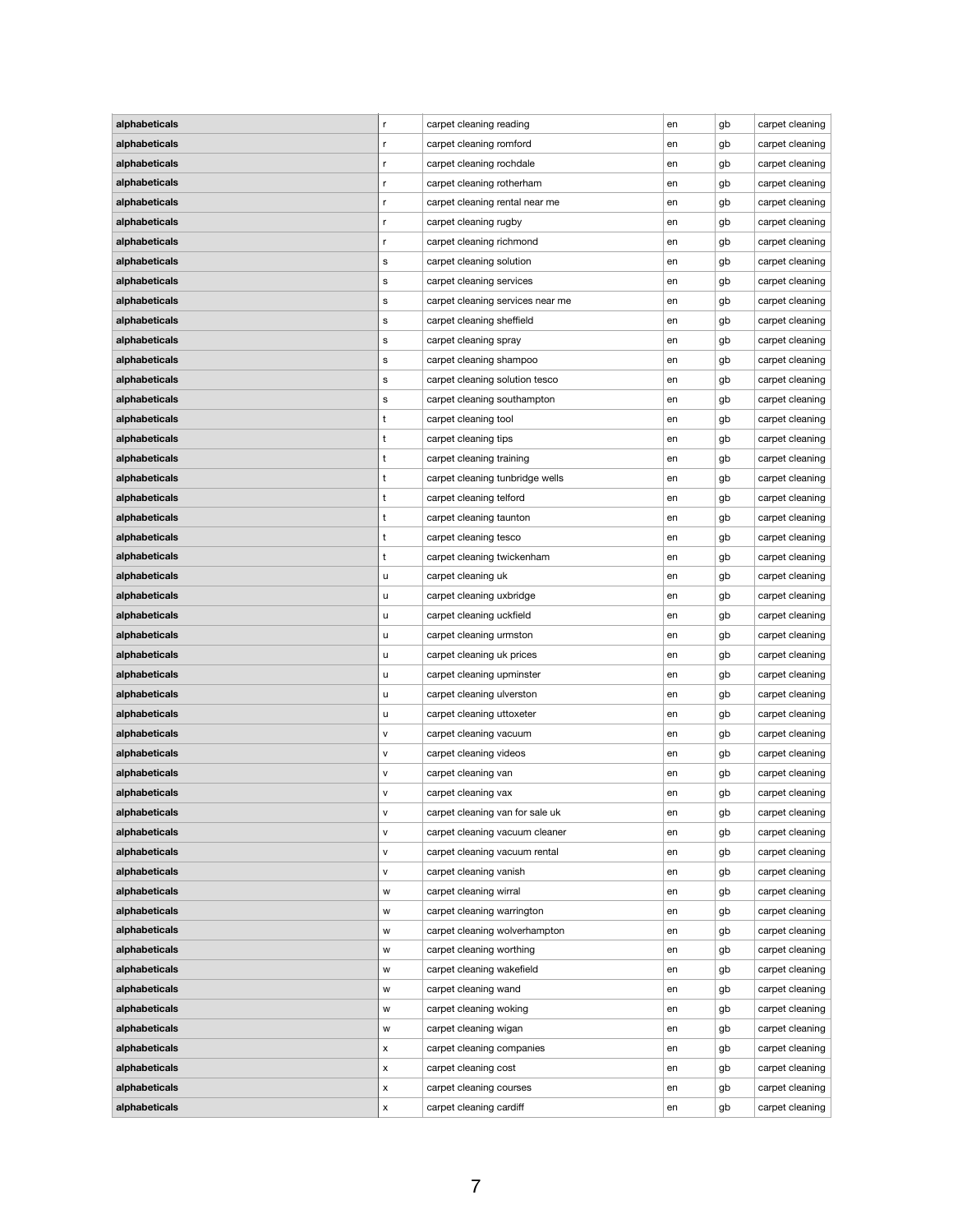| | | | | | |
|---|---|---|---|---|---|
| **alphabeticals** | r | carpet cleaning reading | en | gb | carpet cleaning |
| **alphabeticals** | r | carpet cleaning romford | en | gb | carpet cleaning |
| **alphabeticals** | r | carpet cleaning rochdale | en | gb | carpet cleaning |
| **alphabeticals** | r | carpet cleaning rotherham | en | gb | carpet cleaning |
| **alphabeticals** | r | carpet cleaning rental near me | en | gb | carpet cleaning |
| **alphabeticals** | r | carpet cleaning rugby | en | gb | carpet cleaning |
| **alphabeticals** | r | carpet cleaning richmond | en | gb | carpet cleaning |
| **alphabeticals** | s | carpet cleaning solution | en | gb | carpet cleaning |
| **alphabeticals** | s | carpet cleaning services | en | gb | carpet cleaning |
| **alphabeticals** | s | carpet cleaning services near me | en | gb | carpet cleaning |
| **alphabeticals** | s | carpet cleaning sheffield | en | gb | carpet cleaning |
| **alphabeticals** | s | carpet cleaning spray | en | gb | carpet cleaning |
| **alphabeticals** | s | carpet cleaning shampoo | en | gb | carpet cleaning |
| **alphabeticals** | s | carpet cleaning solution tesco | en | gb | carpet cleaning |
| **alphabeticals** | s | carpet cleaning southampton | en | gb | carpet cleaning |
| **alphabeticals** | t | carpet cleaning tool | en | gb | carpet cleaning |
| **alphabeticals** | t | carpet cleaning tips | en | gb | carpet cleaning |
| **alphabeticals** | t | carpet cleaning training | en | gb | carpet cleaning |
| **alphabeticals** | t | carpet cleaning tunbridge wells | en | gb | carpet cleaning |
| **alphabeticals** | t | carpet cleaning telford | en | gb | carpet cleaning |
| **alphabeticals** | t | carpet cleaning taunton | en | gb | carpet cleaning |
| **alphabeticals** | t | carpet cleaning tesco | en | gb | carpet cleaning |
| **alphabeticals** | t | carpet cleaning twickenham | en | gb | carpet cleaning |
| **alphabeticals** | u | carpet cleaning uk | en | gb | carpet cleaning |
| **alphabeticals** | u | carpet cleaning uxbridge | en | gb | carpet cleaning |
| **alphabeticals** | u | carpet cleaning uckfield | en | gb | carpet cleaning |
| **alphabeticals** | u | carpet cleaning urmston | en | gb | carpet cleaning |
| **alphabeticals** | u | carpet cleaning uk prices | en | gb | carpet cleaning |
| **alphabeticals** | u | carpet cleaning upminster | en | gb | carpet cleaning |
| **alphabeticals** | u | carpet cleaning ulverston | en | gb | carpet cleaning |
| **alphabeticals** | u | carpet cleaning uttoxeter | en | gb | carpet cleaning |
| **alphabeticals** | v | carpet cleaning vacuum | en | gb | carpet cleaning |
| **alphabeticals** | v | carpet cleaning videos | en | gb | carpet cleaning |
| **alphabeticals** | v | carpet cleaning van | en | gb | carpet cleaning |
| **alphabeticals** | v | carpet cleaning vax | en | gb | carpet cleaning |
| **alphabeticals** | v | carpet cleaning van for sale uk | en | gb | carpet cleaning |
| **alphabeticals** | v | carpet cleaning vacuum cleaner | en | gb | carpet cleaning |
| **alphabeticals** | v | carpet cleaning vacuum rental | en | gb | carpet cleaning |
| **alphabeticals** | v | carpet cleaning vanish | en | gb | carpet cleaning |
| **alphabeticals** | w | carpet cleaning wirral | en | gb | carpet cleaning |
| **alphabeticals** | w | carpet cleaning warrington | en | gb | carpet cleaning |
| **alphabeticals** | w | carpet cleaning wolverhampton | en | gb | carpet cleaning |
| **alphabeticals** | w | carpet cleaning worthing | en | gb | carpet cleaning |
| **alphabeticals** | w | carpet cleaning wakefield | en | gb | carpet cleaning |
| **alphabeticals** | w | carpet cleaning wand | en | gb | carpet cleaning |
| **alphabeticals** | w | carpet cleaning woking | en | gb | carpet cleaning |
| **alphabeticals** | w | carpet cleaning wigan | en | gb | carpet cleaning |
| **alphabeticals** | x | carpet cleaning companies | en | gb | carpet cleaning |
| **alphabeticals** | x | carpet cleaning cost | en | gb | carpet cleaning |
| **alphabeticals** | x | carpet cleaning courses | en | gb | carpet cleaning |
| **alphabeticals** | x | carpet cleaning cardiff | en | gb | carpet cleaning |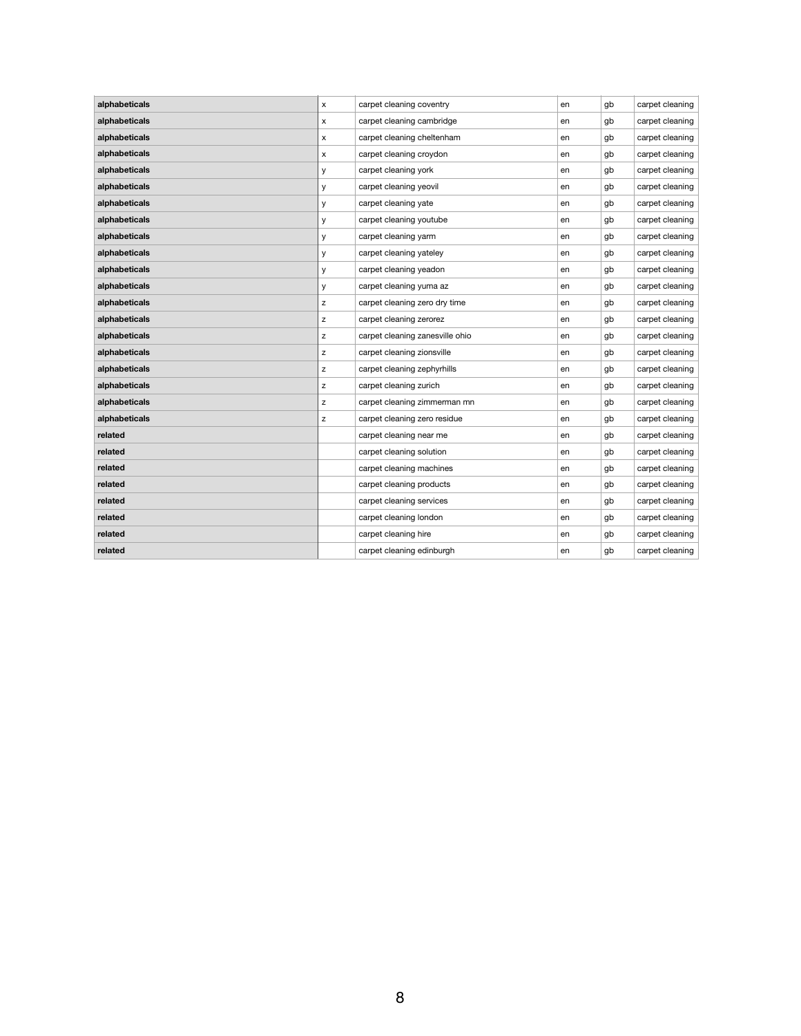| | | | | | |
|---|---|---|---|---|---|
| **alphabeticals** | x | carpet cleaning coventry | en | gb | carpet cleaning |
| **alphabeticals** | x | carpet cleaning cambridge | en | gb | carpet cleaning |
| **alphabeticals** | x | carpet cleaning cheltenham | en | gb | carpet cleaning |
| **alphabeticals** | x | carpet cleaning croydon | en | gb | carpet cleaning |
| **alphabeticals** | y | carpet cleaning york | en | gb | carpet cleaning |
| **alphabeticals** | y | carpet cleaning yeovil | en | gb | carpet cleaning |
| **alphabeticals** | y | carpet cleaning yate | en | gb | carpet cleaning |
| **alphabeticals** | y | carpet cleaning youtube | en | gb | carpet cleaning |
| **alphabeticals** | y | carpet cleaning yarm | en | gb | carpet cleaning |
| **alphabeticals** | y | carpet cleaning yateley | en | gb | carpet cleaning |
| **alphabeticals** | y | carpet cleaning yeadon | en | gb | carpet cleaning |
| **alphabeticals** | y | carpet cleaning yuma az | en | gb | carpet cleaning |
| **alphabeticals** | z | carpet cleaning zero dry time | en | gb | carpet cleaning |
| **alphabeticals** | z | carpet cleaning zerorez | en | gb | carpet cleaning |
| **alphabeticals** | z | carpet cleaning zanesville ohio | en | gb | carpet cleaning |
| **alphabeticals** | z | carpet cleaning zionsville | en | gb | carpet cleaning |
| **alphabeticals** | z | carpet cleaning zephyrhills | en | gb | carpet cleaning |
| **alphabeticals** | z | carpet cleaning zurich | en | gb | carpet cleaning |
| **alphabeticals** | z | carpet cleaning zimmerman mn | en | gb | carpet cleaning |
| **alphabeticals** | z | carpet cleaning zero residue | en | gb | carpet cleaning |
| **related** | | carpet cleaning near me | en | gb | carpet cleaning |
| **related** | | carpet cleaning solution | en | gb | carpet cleaning |
| **related** | | carpet cleaning machines | en | gb | carpet cleaning |
| **related** | | carpet cleaning products | en | gb | carpet cleaning |
| **related** | | carpet cleaning services | en | gb | carpet cleaning |
| **related** | | carpet cleaning london | en | gb | carpet cleaning |
| **related** | | carpet cleaning hire | en | gb | carpet cleaning |
| **related** | | carpet cleaning edinburgh | en | gb | carpet cleaning |